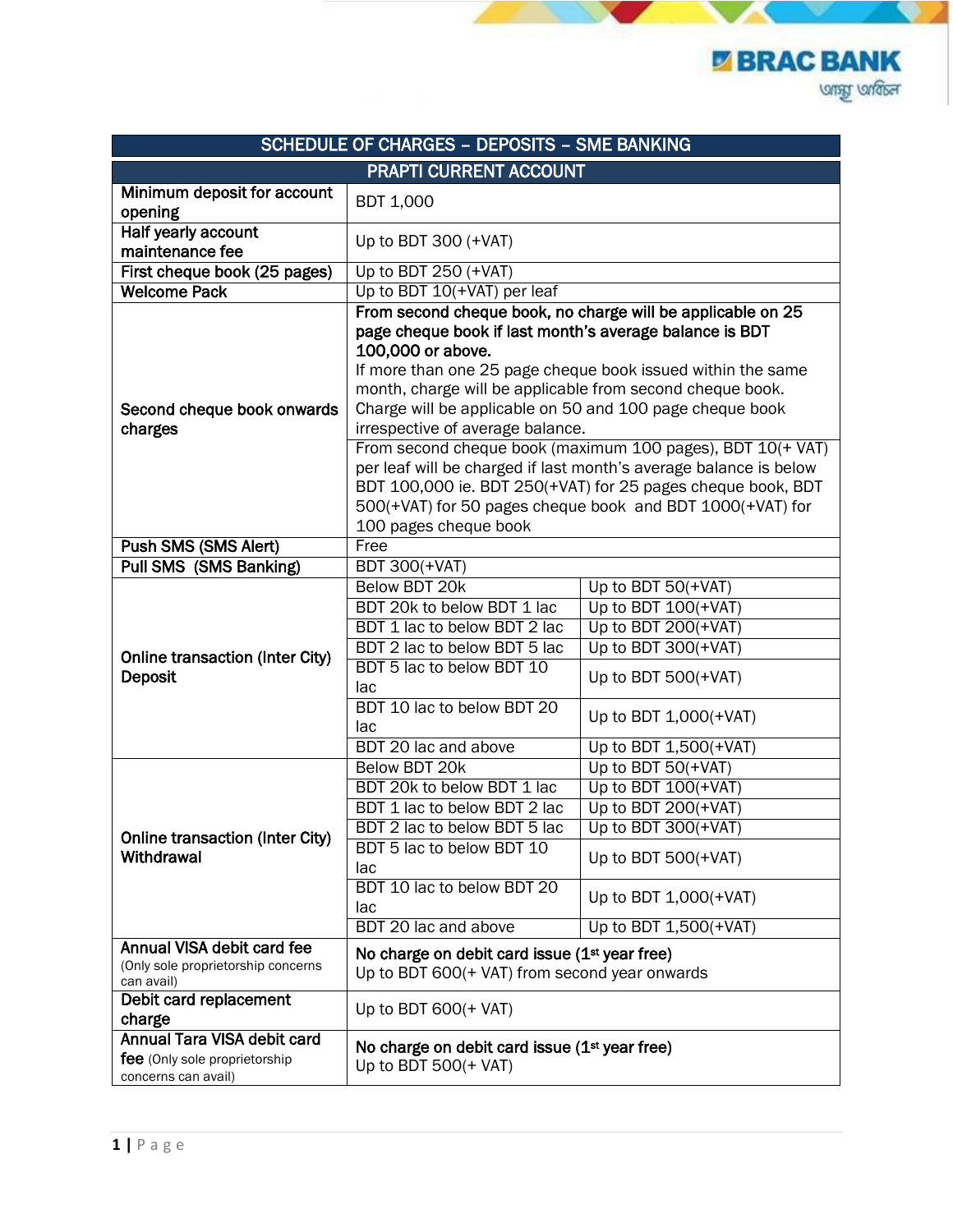| SCHEDULE OF CHARGES – DEPOSITS – SME BANKING | | |
|---|---|---|
| **PRAPTI CURRENT ACCOUNT** | | |
| **Minimum deposit for account opening** | BDT 1,000 | |
| **Half yearly account maintenance fee** | Up to BDT 300 (+VAT) | |
| **First cheque book (25 pages)** | Up to BDT 250 (+VAT) | |
| **Welcome Pack** | Up to BDT 10(+VAT) per leaf | |
| **Second cheque book onwards charges** | **From second cheque book, no charge will be applicable on 25 page cheque book if last month's average balance is BDT 100,000 or above.** If more than one 25 page cheque book issued within the same month, charge will be applicable from second cheque book. Charge will be applicable on 50 and 100 page cheque book irrespective of average balance. | |
| | From second cheque book (maximum 100 pages), BDT 10(+ VAT) per leaf will be charged if last month's average balance is below BDT 100,000 ie. BDT 250(+VAT) for 25 pages cheque book, BDT 500(+VAT) for 50 pages cheque book and BDT 1000(+VAT) for 100 pages cheque book | |
| **Push SMS (SMS Alert)** | Free | |
| **Pull SMS (SMS Banking)** | BDT 300(+VAT) | |
| **Online transaction (Inter City) Deposit** | Below BDT 20k | Up to BDT 50(+VAT) |
| | BDT 20k to below BDT 1 lac | Up to BDT 100(+VAT) |
| | BDT 1 lac to below BDT 2 lac | Up to BDT 200(+VAT) |
| | BDT 2 lac to below BDT 5 lac | Up to BDT 300(+VAT) |
| | BDT 5 lac to below BDT 10 lac | Up to BDT 500(+VAT) |
| | BDT 10 lac to below BDT 20 lac | Up to BDT 1,000(+VAT) |
| | BDT 20 lac and above | Up to BDT 1,500(+VAT) |
| **Online transaction (Inter City) Withdrawal** | Below BDT 20k | Up to BDT 50(+VAT) |
| | BDT 20k to below BDT 1 lac | Up to BDT 100(+VAT) |
| | BDT 1 lac to below BDT 2 lac | Up to BDT 200(+VAT) |
| | BDT 2 lac to below BDT 5 lac | Up to BDT 300(+VAT) |
| | BDT 5 lac to below BDT 10 lac | Up to BDT 500(+VAT) |
| | BDT 10 lac to below BDT 20 lac | Up to BDT 1,000(+VAT) |
| | BDT 20 lac and above | Up to BDT 1,500(+VAT) |
| **Annual VISA debit card fee** (Only sole proprietorship concerns can avail) | **No charge on debit card issue (1st year free)** Up to BDT 600(+ VAT) from second year onwards | |
| **Debit card replacement charge** | Up to BDT 600(+ VAT) | |
| **Annual Tara VISA debit card fee** (Only sole proprietorship concerns can avail) | **No charge on debit card issue (1st year free)** Up to BDT 500(+ VAT) | |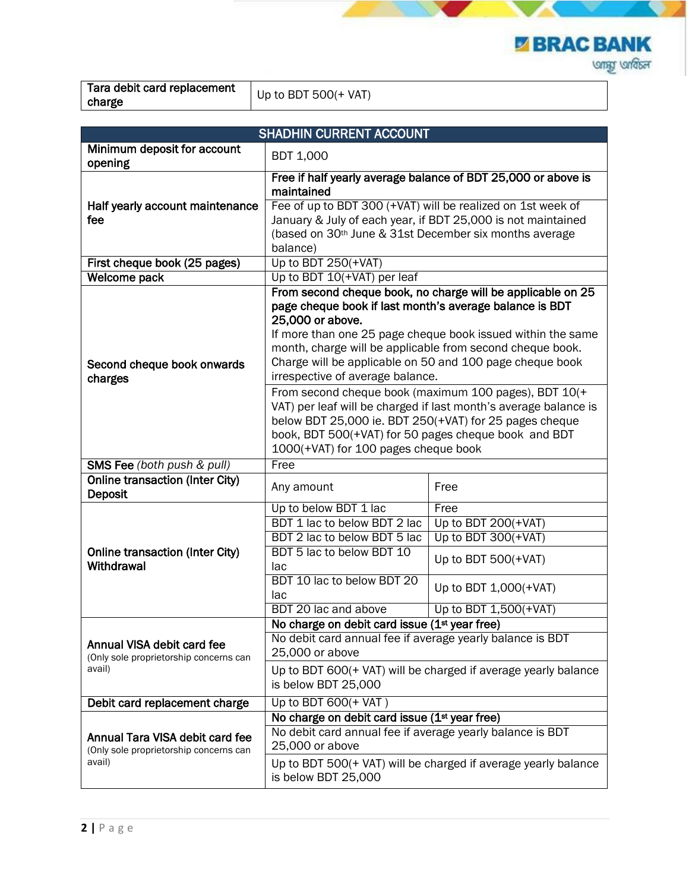| Tara debit card replacement charge | Up to BDT 500(+ VAT) |
| --- | --- |

| SHADHIN CURRENT ACCOUNT | | |
| --- | --- | --- |
| Minimum deposit for account opening | BDT 1,000 | |
| Half yearly account maintenance fee | **Free if half yearly average balance of BDT 25,000 or above is maintained** | |
| | Fee of up to BDT 300 (+VAT) will be realized on 1st week of January & July of each year, if BDT 25,000 is not maintained (based on 30th June & 31st December six months average balance) | |
| First cheque book (25 pages) | Up to BDT 250(+VAT) | |
| Welcome pack | Up to BDT 10(+VAT) per leaf | |
| Second cheque book onwards charges | **From second cheque book, no charge will be applicable on 25 page cheque book if last month's average balance is BDT 25,000 or above.** If more than one 25 page cheque book issued within the same month, charge will be applicable from second cheque book. Charge will be applicable on 50 and 100 page cheque book irrespective of average balance. | |
| | From second cheque book (maximum 100 pages), BDT 10(+ VAT) per leaf will be charged if last month's average balance is below BDT 25,000 ie. BDT 250(+VAT) for 25 pages cheque book, BDT 500(+VAT) for 50 pages cheque book and BDT 1000(+VAT) for 100 pages cheque book | |
| SMS Fee *(both push & pull)* | Free | |
| Online transaction (Inter City) Deposit | Any amount | Free |
| Online transaction (Inter City) Withdrawal | Up to below BDT 1 lac | Free |
| | BDT 1 lac to below BDT 2 lac | Up to BDT 200(+VAT) |
| | BDT 2 lac to below BDT 5 lac | Up to BDT 300(+VAT) |
| | BDT 5 lac to below BDT 10 lac | Up to BDT 500(+VAT) |
| | BDT 10 lac to below BDT 20 lac | Up to BDT 1,000(+VAT) |
| | BDT 20 lac and above | Up to BDT 1,500(+VAT) |
| Annual VISA debit card fee (Only sole proprietorship concerns can avail) | **No charge on debit card issue (1st year free)** | |
| | No debit card annual fee if average yearly balance is BDT 25,000 or above | |
| | Up to BDT 600(+ VAT) will be charged if average yearly balance is below BDT 25,000 | |
| Debit card replacement charge | Up to BDT 600(+ VAT ) | |
| Annual Tara VISA debit card fee (Only sole proprietorship concerns can avail) | **No charge on debit card issue (1st year free)** | |
| | No debit card annual fee if average yearly balance is BDT 25,000 or above | |
| | Up to BDT 500(+ VAT) will be charged if average yearly balance is below BDT 25,000 | |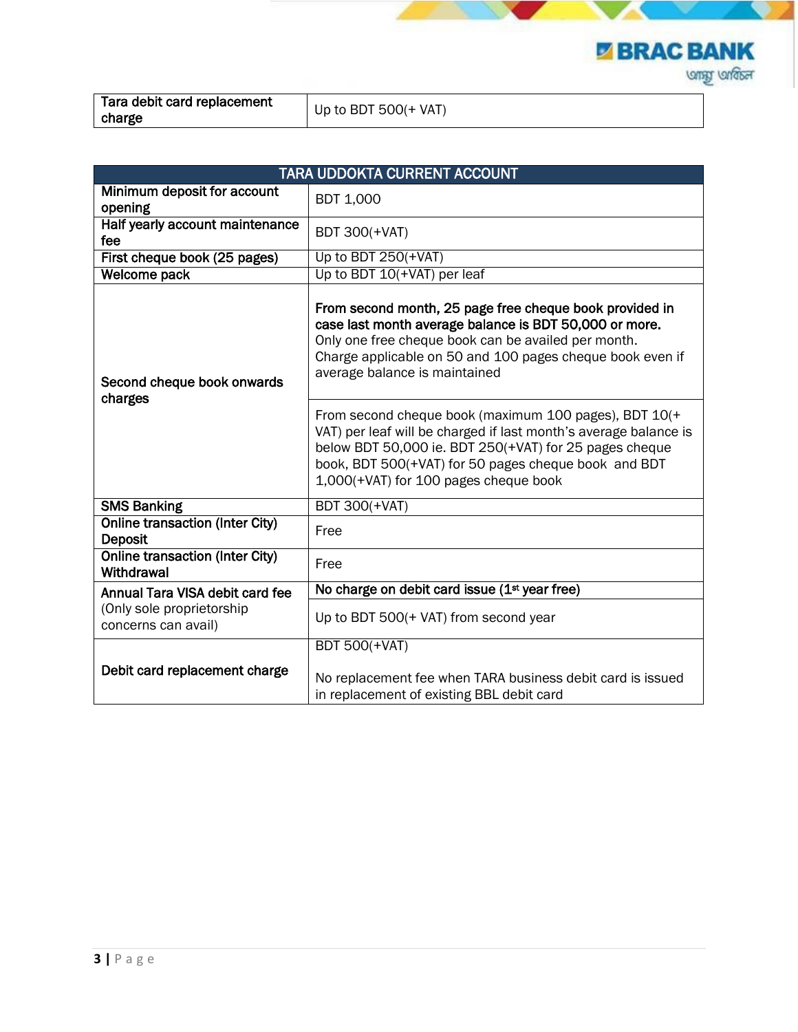| Tara debit card replacement charge | Up to BDT 500(+ VAT) |
|---|---|

| TARA UDDOKTA CURRENT ACCOUNT | |
|---|---|
| **Minimum deposit for account opening** | BDT 1,000 |
| **Half yearly account maintenance fee** | BDT 300(+VAT) |
| **First cheque book (25 pages)** | Up to BDT 250(+VAT) |
| **Welcome pack** | Up to BDT 10(+VAT) per leaf |
| **Second cheque book onwards charges** | **From second month, 25 page free cheque book provided in case last month average balance is BDT 50,000 or more.** Only one free cheque book can be availed per month. Charge applicable on 50 and 100 pages cheque book even if average balance is maintained |
| | From second cheque book (maximum 100 pages), BDT 10(+ VAT) per leaf will be charged if last month's average balance is below BDT 50,000 ie. BDT 250(+VAT) for 25 pages cheque book, BDT 500(+VAT) for 50 pages cheque book and BDT 1,000(+VAT) for 100 pages cheque book |
| **SMS Banking** | BDT 300(+VAT) |
| **Online transaction (Inter City) Deposit** | Free |
| **Online transaction (Inter City) Withdrawal** | Free |
| **Annual Tara VISA debit card fee** (Only sole proprietorship concerns can avail) | **No charge on debit card issue (1st year free)** |
| | Up to BDT 500(+ VAT) from second year |
| **Debit card replacement charge** | BDT 500(+VAT)<br><br>No replacement fee when TARA business debit card is issued in replacement of existing BBL debit card |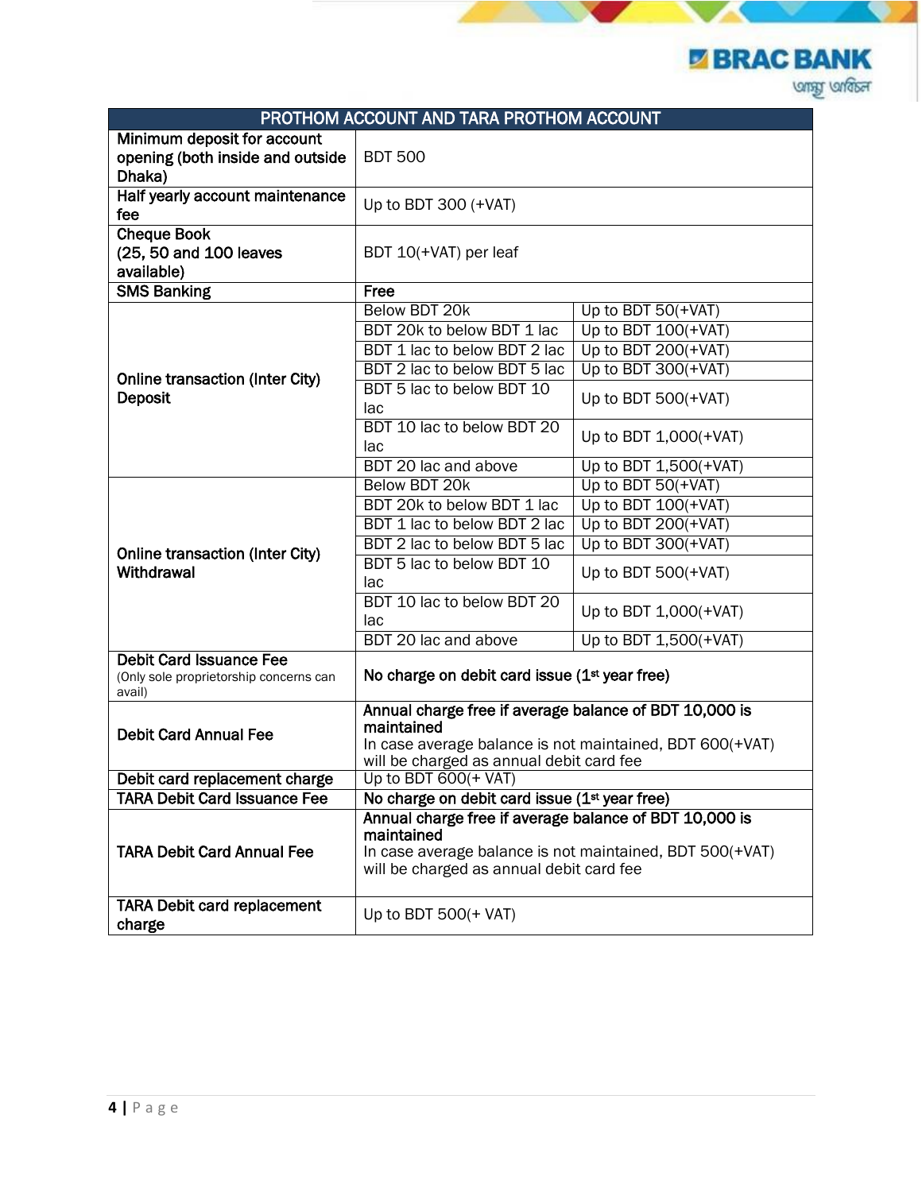| PROTHOM ACCOUNT AND TARA PROTHOM ACCOUNT | | |
|---|---|---|
| **Minimum deposit for account opening (both inside and outside Dhaka)** | BDT 500 | |
| **Half yearly account maintenance fee** | Up to BDT 300 (+VAT) | |
| **Cheque Book (25, 50 and 100 leaves available)** | BDT 10(+VAT) per leaf | |
| **SMS Banking** | **Free** | |
| **Online transaction (Inter City) Deposit** | Below BDT 20k | Up to BDT 50(+VAT) |
| | BDT 20k to below BDT 1 lac | Up to BDT 100(+VAT) |
| | BDT 1 lac to below BDT 2 lac | Up to BDT 200(+VAT) |
| | BDT 2 lac to below BDT 5 lac | Up to BDT 300(+VAT) |
| | BDT 5 lac to below BDT 10 lac | Up to BDT 500(+VAT) |
| | BDT 10 lac to below BDT 20 lac | Up to BDT 1,000(+VAT) |
| | BDT 20 lac and above | Up to BDT 1,500(+VAT) |
| **Online transaction (Inter City) Withdrawal** | Below BDT 20k | Up to BDT 50(+VAT) |
| | BDT 20k to below BDT 1 lac | Up to BDT 100(+VAT) |
| | BDT 1 lac to below BDT 2 lac | Up to BDT 200(+VAT) |
| | BDT 2 lac to below BDT 5 lac | Up to BDT 300(+VAT) |
| | BDT 5 lac to below BDT 10 lac | Up to BDT 500(+VAT) |
| | BDT 10 lac to below BDT 20 lac | Up to BDT 1,000(+VAT) |
| | BDT 20 lac and above | Up to BDT 1,500(+VAT) |
| **Debit Card Issuance Fee** (Only sole proprietorship concerns can avail) | **No charge on debit card issue (1st year free)** | |
| **Debit Card Annual Fee** | **Annual charge free if average balance of BDT 10,000 is maintained** In case average balance is not maintained, BDT 600(+VAT) will be charged as annual debit card fee | |
| **Debit card replacement charge** | Up to BDT 600(+ VAT) | |
| **TARA Debit Card Issuance Fee** | **No charge on debit card issue (1st year free)** | |
| **TARA Debit Card Annual Fee** | **Annual charge free if average balance of BDT 10,000 is maintained** In case average balance is not maintained, BDT 500(+VAT) will be charged as annual debit card fee | |
| **TARA Debit card replacement charge** | Up to BDT 500(+ VAT) | |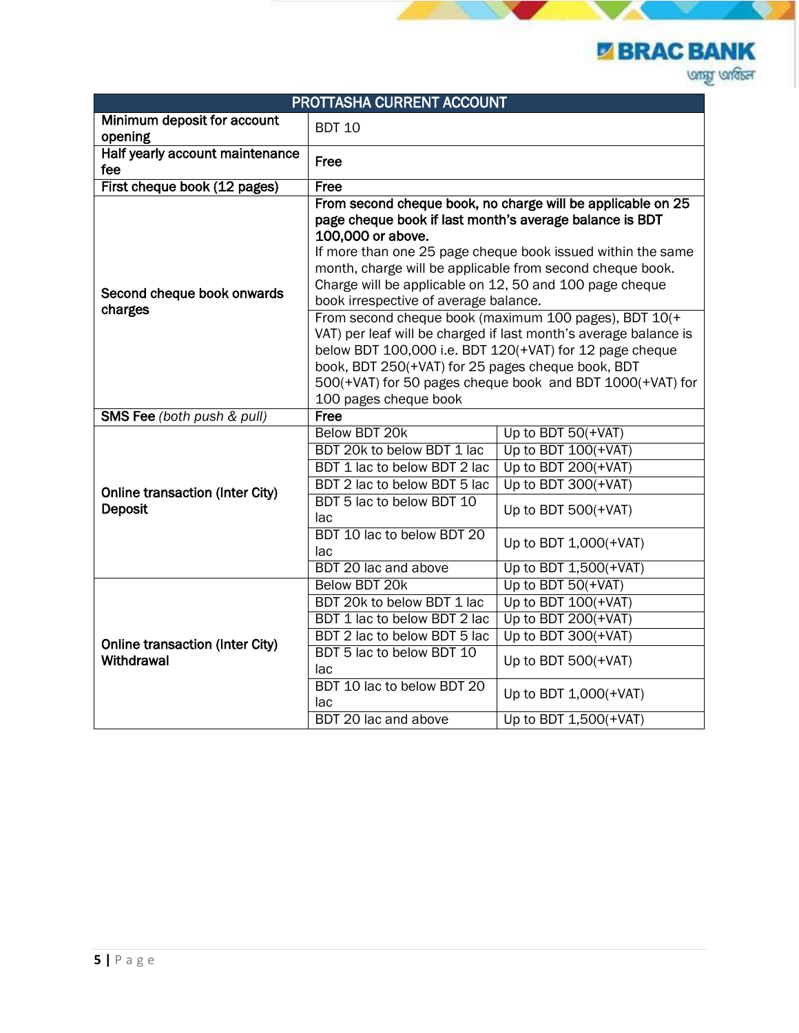| PROTTASHA CURRENT ACCOUNT | | |
|---|---|---|
| Minimum deposit for account opening | BDT 10 | |
| Half yearly account maintenance fee | Free | |
| First cheque book (12 pages) | Free | |
| Second cheque book onwards charges | **From second cheque book, no charge will be applicable on 25 page cheque book if last month's average balance is BDT 100,000 or above.** If more than one 25 page cheque book issued within the same month, charge will be applicable from second cheque book. Charge will be applicable on 12, 50 and 100 page cheque book irrespective of average balance. | |
| | From second cheque book (maximum 100 pages), BDT 10(+ VAT) per leaf will be charged if last month's average balance is below BDT 100,000 i.e. BDT 120(+VAT) for 12 page cheque book, BDT 250(+VAT) for 25 pages cheque book, BDT 500(+VAT) for 50 pages cheque book and BDT 1000(+VAT) for 100 pages cheque book | |
| SMS Fee *(both push & pull)* | Free | |
| Online transaction (Inter City) Deposit | Below BDT 20k | Up to BDT 50(+VAT) |
| | BDT 20k to below BDT 1 lac | Up to BDT 100(+VAT) |
| | BDT 1 lac to below BDT 2 lac | Up to BDT 200(+VAT) |
| | BDT 2 lac to below BDT 5 lac | Up to BDT 300(+VAT) |
| | BDT 5 lac to below BDT 10 lac | Up to BDT 500(+VAT) |
| | BDT 10 lac to below BDT 20 lac | Up to BDT 1,000(+VAT) |
| | BDT 20 lac and above | Up to BDT 1,500(+VAT) |
| Online transaction (Inter City) Withdrawal | Below BDT 20k | Up to BDT 50(+VAT) |
| | BDT 20k to below BDT 1 lac | Up to BDT 100(+VAT) |
| | BDT 1 lac to below BDT 2 lac | Up to BDT 200(+VAT) |
| | BDT 2 lac to below BDT 5 lac | Up to BDT 300(+VAT) |
| | BDT 5 lac to below BDT 10 lac | Up to BDT 500(+VAT) |
| | BDT 10 lac to below BDT 20 lac | Up to BDT 1,000(+VAT) |
| | BDT 20 lac and above | Up to BDT 1,500(+VAT) |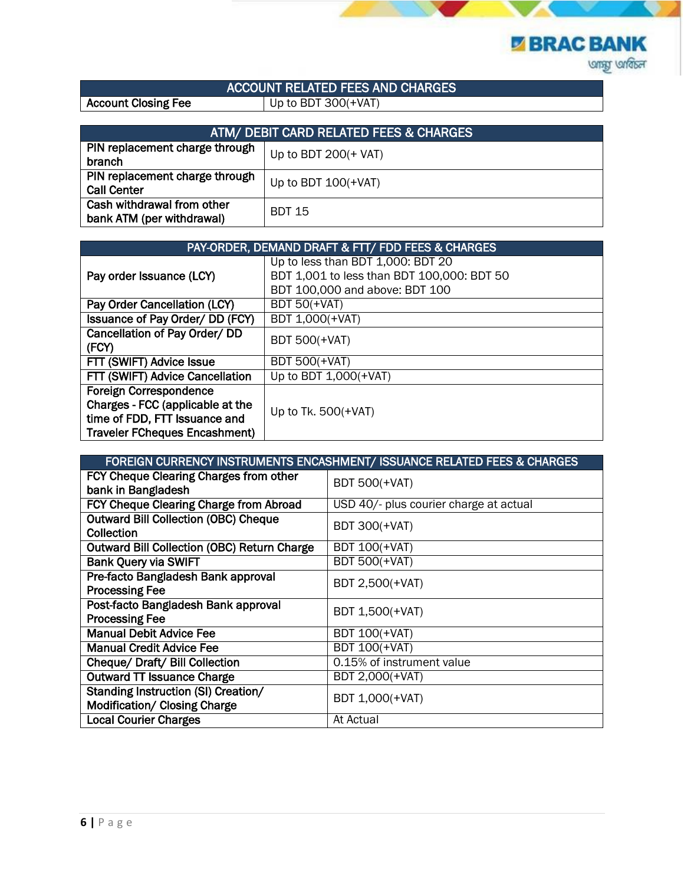| ACCOUNT RELATED FEES AND CHARGES | |
|---|---|
| Account Closing Fee | Up to BDT 300(+VAT) |

| ATM/ DEBIT CARD RELATED FEES & CHARGES | |
|---|---|
| PIN replacement charge through branch | Up to BDT 200(+ VAT) |
| PIN replacement charge through Call Center | Up to BDT 100(+VAT) |
| Cash withdrawal from other bank ATM (per withdrawal) | BDT 15 |

| PAY-ORDER, DEMAND DRAFT & FTT/ FDD FEES & CHARGES | |
|---|---|
| Pay order Issuance (LCY) | Up to less than BDT 1,000: BDT 20<br>BDT 1,001 to less than BDT 100,000: BDT 50<br>BDT 100,000 and above: BDT 100 |
| Pay Order Cancellation (LCY) | BDT 50(+VAT) |
| Issuance of Pay Order/ DD (FCY) | BDT 1,000(+VAT) |
| Cancellation of Pay Order/ DD (FCY) | BDT 500(+VAT) |
| FTT (SWIFT) Advice Issue | BDT 500(+VAT) |
| FTT (SWIFT) Advice Cancellation | Up to BDT 1,000(+VAT) |
| Foreign Correspondence Charges - FCC (applicable at the time of FDD, FTT Issuance and Traveler FCheques Encashment) | Up to Tk. 500(+VAT) |

| FOREIGN CURRENCY INSTRUMENTS ENCASHMENT/ ISSUANCE RELATED FEES & CHARGES | |
|---|---|
| FCY Cheque Clearing Charges from other bank in Bangladesh | BDT 500(+VAT) |
| FCY Cheque Clearing Charge from Abroad | USD 40/- plus courier charge at actual |
| Outward Bill Collection (OBC) Cheque Collection | BDT 300(+VAT) |
| Outward Bill Collection (OBC) Return Charge | BDT 100(+VAT) |
| Bank Query via SWIFT | BDT 500(+VAT) |
| Pre-facto Bangladesh Bank approval Processing Fee | BDT 2,500(+VAT) |
| Post-facto Bangladesh Bank approval Processing Fee | BDT 1,500(+VAT) |
| Manual Debit Advice Fee | BDT 100(+VAT) |
| Manual Credit Advice Fee | BDT 100(+VAT) |
| Cheque/ Draft/ Bill Collection | 0.15% of instrument value |
| Outward TT Issuance Charge | BDT 2,000(+VAT) |
| Standing Instruction (SI) Creation/ Modification/ Closing Charge | BDT 1,000(+VAT) |
| Local Courier Charges | At Actual |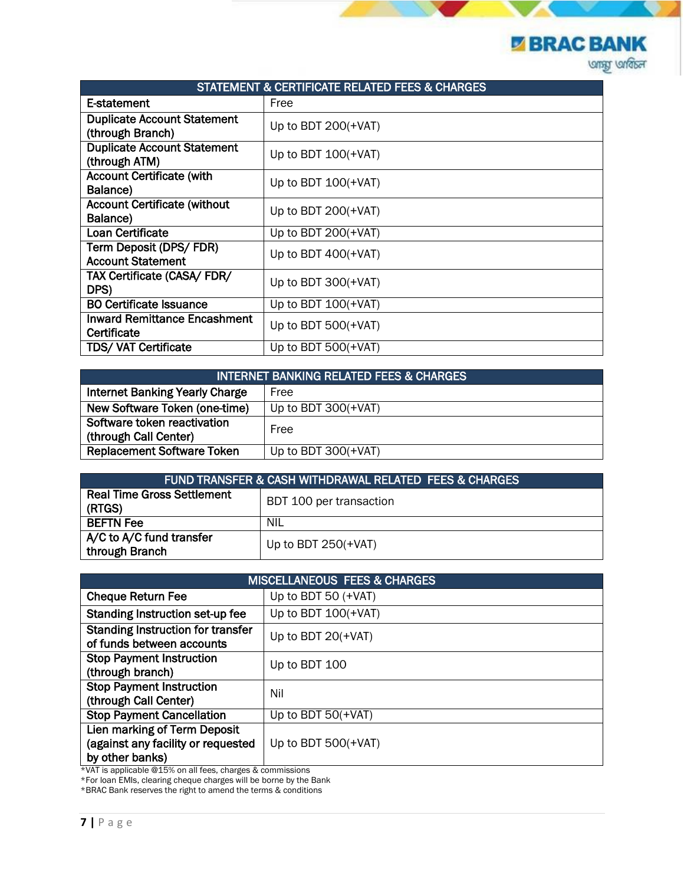| STATEMENT & CERTIFICATE RELATED FEES & CHARGES | |
|---|---|
| E-statement | Free |
| Duplicate Account Statement (through Branch) | Up to BDT 200(+VAT) |
| Duplicate Account Statement (through ATM) | Up to BDT 100(+VAT) |
| Account Certificate (with Balance) | Up to BDT 100(+VAT) |
| Account Certificate (without Balance) | Up to BDT 200(+VAT) |
| Loan Certificate | Up to BDT 200(+VAT) |
| Term Deposit (DPS/ FDR) Account Statement | Up to BDT 400(+VAT) |
| TAX Certificate (CASA/ FDR/ DPS) | Up to BDT 300(+VAT) |
| BO Certificate Issuance | Up to BDT 100(+VAT) |
| Inward Remittance Encashment Certificate | Up to BDT 500(+VAT) |
| TDS/ VAT Certificate | Up to BDT 500(+VAT) |

| INTERNET BANKING RELATED FEES & CHARGES | |
|---|---|
| Internet Banking Yearly Charge | Free |
| New Software Token (one-time) | Up to BDT 300(+VAT) |
| Software token reactivation (through Call Center) | Free |
| Replacement Software Token | Up to BDT 300(+VAT) |

| FUND TRANSFER & CASH WITHDRAWAL RELATED FEES & CHARGES | |
|---|---|
| Real Time Gross Settlement (RTGS) | BDT 100 per transaction |
| BEFTN Fee | NIL |
| A/C to A/C fund transfer through Branch | Up to BDT 250(+VAT) |

| MISCELLANEOUS FEES & CHARGES | |
|---|---|
| Cheque Return Fee | Up to BDT 50 (+VAT) |
| Standing Instruction set-up fee | Up to BDT 100(+VAT) |
| Standing Instruction for transfer of funds between accounts | Up to BDT 20(+VAT) |
| Stop Payment Instruction (through branch) | Up to BDT 100 |
| Stop Payment Instruction (through Call Center) | Nil |
| Stop Payment Cancellation | Up to BDT 50(+VAT) |
| Lien marking of Term Deposit (against any facility or requested by other banks) | Up to BDT 500(+VAT) |

*VAT is applicable @15% on all fees, charges & commissions
*For loan EMIs, clearing cheque charges will be borne by the Bank
*BRAC Bank reserves the right to amend the terms & conditions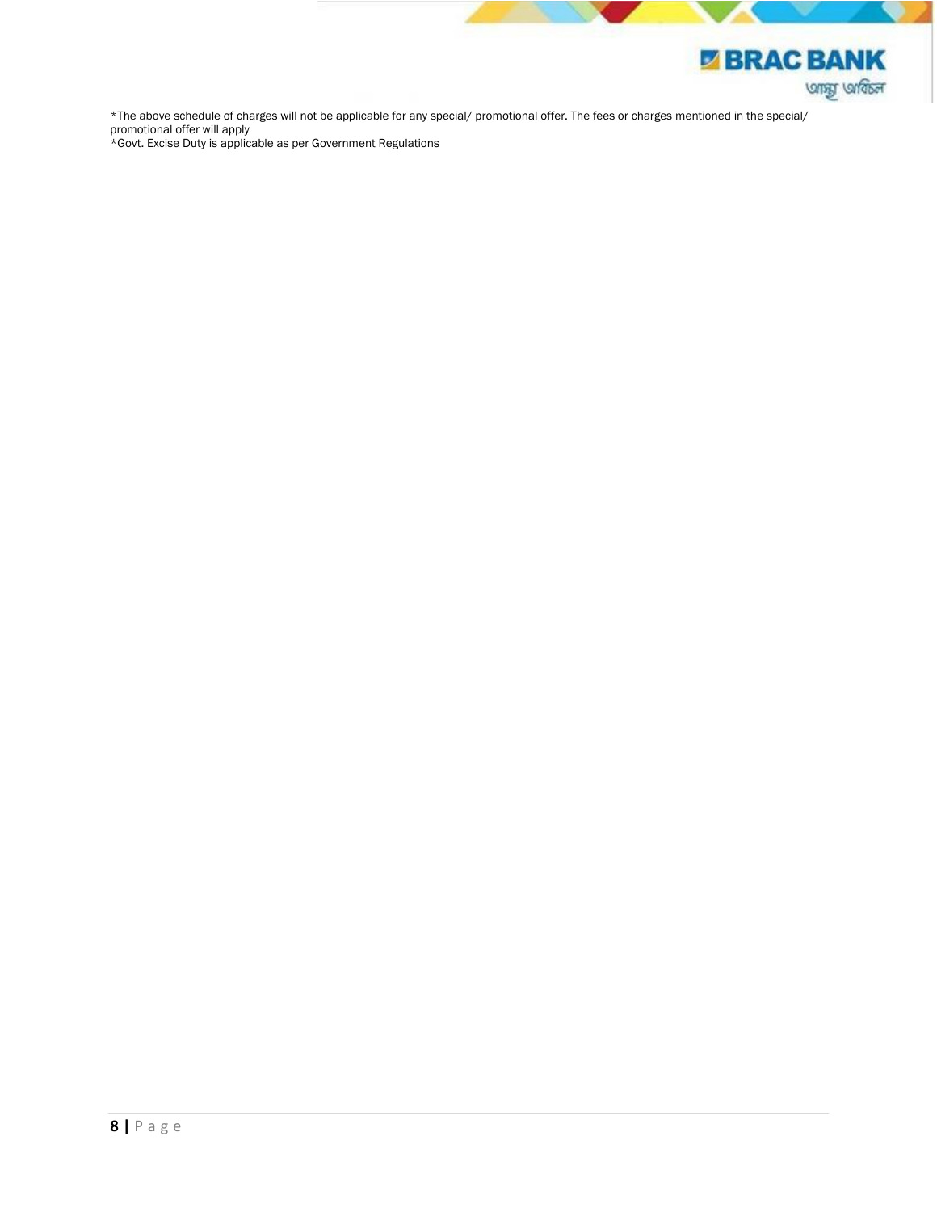*The above schedule of charges will not be applicable for any special/ promotional offer. The fees or charges mentioned in the special/ promotional offer will apply

*Govt. Excise Duty is applicable as per Government Regulations